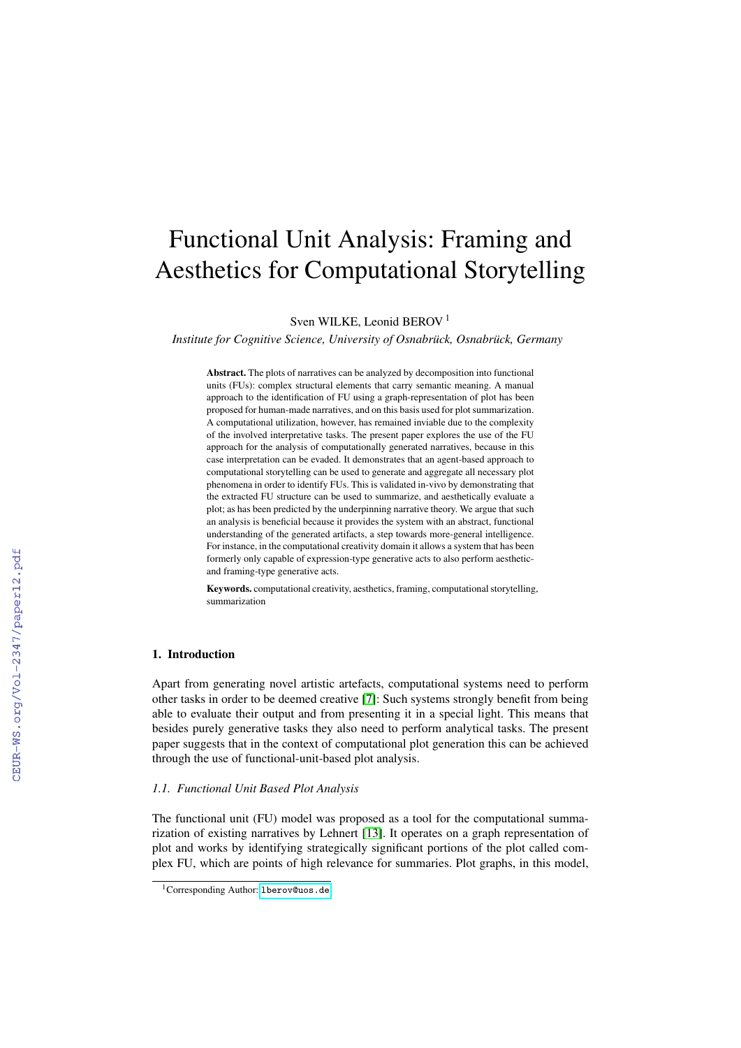# Functional Unit Analysis: Framing and Aesthetics for Computational Storytelling

Sven WILKE, Leonid BEROV [1]

*Institute for Cognitive Science, University of Osnabrück, Osnabrück, Germany*

**Abstract.** The plots of narratives can be analyzed by decomposition into functional units (FUs): complex structural elements that carry semantic meaning. A manual approach to the identification of FU using a graph-representation of plot has been proposed for human-made narratives, and on this basis used for plot summarization. A computational utilization, however, has remained inviable due to the complexity of the involved interpretative tasks. The present paper explores the use of the FU approach for the analysis of computationally generated narratives, because in this case interpretation can be evaded. It demonstrates that an agent-based approach to computational storytelling can be used to generate and aggregate all necessary plot phenomena in order to identify FUs. This is validated in-vivo by demonstrating that the extracted FU structure can be used to summarize, and aesthetically evaluate a plot; as has been predicted by the underpinning narrative theory. We argue that such an analysis is beneficial because it provides the system with an abstract, functional understanding of the generated artifacts, a step towards more-general intelligence. For instance, in the computational creativity domain it allows a system that has been formerly only capable of expression-type generative acts to also perform aesthetic- and framing-type generative acts.

**Keywords.** computational creativity, aesthetics, framing, computational storytelling, summarization

## 1. Introduction

Apart from generating novel artistic artefacts, computational systems need to perform other tasks in order to be deemed creative [7]: Such systems strongly benefit from being able to evaluate their output and from presenting it in a special light. This means that besides purely generative tasks they also need to perform analytical tasks. The present paper suggests that in the context of computational plot generation this can be achieved through the use of functional-unit-based plot analysis.

### 1.1. Functional Unit Based Plot Analysis

The functional unit (FU) model was proposed as a tool for the computational summarization of existing narratives by Lehnert [13]. It operates on a graph representation of plot and works by identifying strategically significant portions of the plot called complex FU, which are points of high relevance for summaries. Plot graphs, in this model,

[1] Corresponding Author: lberov@uos.de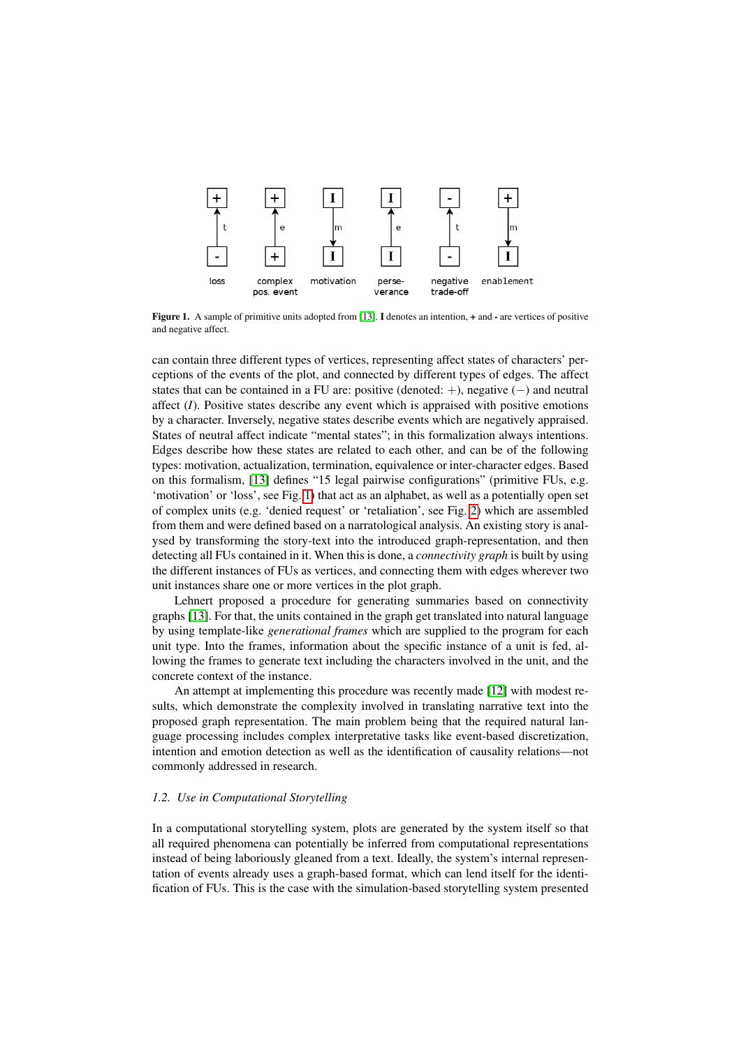**Figure 1.** A sample of primitive units adopted from [13]. **I** denotes an intention, **+** and **-** are vertices of positive and negative affect.

can contain three different types of vertices, representing affect states of characters' perceptions of the events of the plot, and connected by different types of edges. The affect states that can be contained in a FU are: positive (denoted: $+$), negative ($-$) and neutral affect ($I$). Positive states describe any event which is appraised with positive emotions by a character. Inversely, negative states describe events which are negatively appraised. States of neutral affect indicate "mental states"; in this formalization always intentions. Edges describe how these states are related to each other, and can be of the following types: motivation, actualization, termination, equivalence or inter-character edges. Based on this formalism, [13] defines "15 legal pairwise configurations" (primitive FUs, e.g. 'motivation' or 'loss', see Fig. 1) that act as an alphabet, as well as a potentially open set of complex units (e.g. 'denied request' or 'retaliation', see Fig. 2) which are assembled from them and were defined based on a narratological analysis. An existing story is analysed by transforming the story-text into the introduced graph-representation, and then detecting all FUs contained in it. When this is done, a *connectivity graph* is built by using the different instances of FUs as vertices, and connecting them with edges wherever two unit instances share one or more vertices in the plot graph.

Lehnert proposed a procedure for generating summaries based on connectivity graphs [13]. For that, the units contained in the graph get translated into natural language by using template-like *generational frames* which are supplied to the program for each unit type. Into the frames, information about the specific instance of a unit is fed, allowing the frames to generate text including the characters involved in the unit, and the concrete context of the instance.

An attempt at implementing this procedure was recently made [12] with modest results, which demonstrate the complexity involved in translating narrative text into the proposed graph representation. The main problem being that the required natural language processing includes complex interpretative tasks like event-based discretization, intention and emotion detection as well as the identification of causality relations—not commonly addressed in research.

### *1.2. Use in Computational Storytelling*

In a computational storytelling system, plots are generated by the system itself so that all required phenomena can potentially be inferred from computational representations instead of being laboriously gleaned from a text. Ideally, the system's internal representation of events already uses a graph-based format, which can lend itself for the identification of FUs. This is the case with the simulation-based storytelling system presented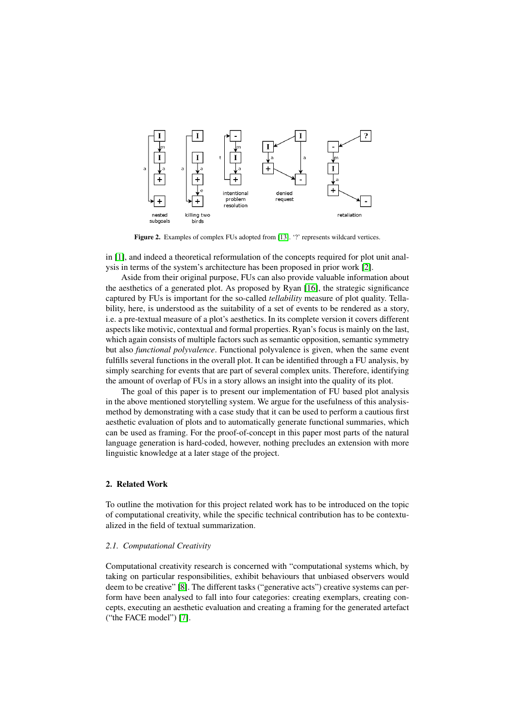**Figure 2.** Examples of complex FUs adopted from [13]. '?' represents wildcard vertices.

in [1], and indeed a theoretical reformulation of the concepts required for plot unit analysis in terms of the system's architecture has been proposed in prior work [2].

Aside from their original purpose, FUs can also provide valuable information about the aesthetics of a generated plot. As proposed by Ryan [16], the strategic significance captured by FUs is important for the so-called *tellability* measure of plot quality. Tellability, here, is understood as the suitability of a set of events to be rendered as a story, i.e. a pre-textual measure of a plot's aesthetics. In its complete version it covers different aspects like motivic, contextual and formal properties. Ryan's focus is mainly on the last, which again consists of multiple factors such as semantic opposition, semantic symmetry but also *functional polyvalence*. Functional polyvalence is given, when the same event fulfills several functions in the overall plot. It can be identified through a FU analysis, by simply searching for events that are part of several complex units. Therefore, identifying the amount of overlap of FUs in a story allows an insight into the quality of its plot.

The goal of this paper is to present our implementation of FU based plot analysis in the above mentioned storytelling system. We argue for the usefulness of this analysis-method by demonstrating with a case study that it can be used to perform a cautious first aesthetic evaluation of plots and to automatically generate functional summaries, which can be used as framing. For the proof-of-concept in this paper most parts of the natural language generation is hard-coded, however, nothing precludes an extension with more linguistic knowledge at a later stage of the project.

## 2. Related Work

To outline the motivation for this project related work has to be introduced on the topic of computational creativity, while the specific technical contribution has to be contextualized in the field of textual summarization.

### 2.1. Computational Creativity

Computational creativity research is concerned with "computational systems which, by taking on particular responsibilities, exhibit behaviours that unbiased observers would deem to be creative" [8]. The different tasks ("generative acts") creative systems can perform have been analysed to fall into four categories: creating exemplars, creating concepts, executing an aesthetic evaluation and creating a framing for the generated artefact ("the FACE model") [7].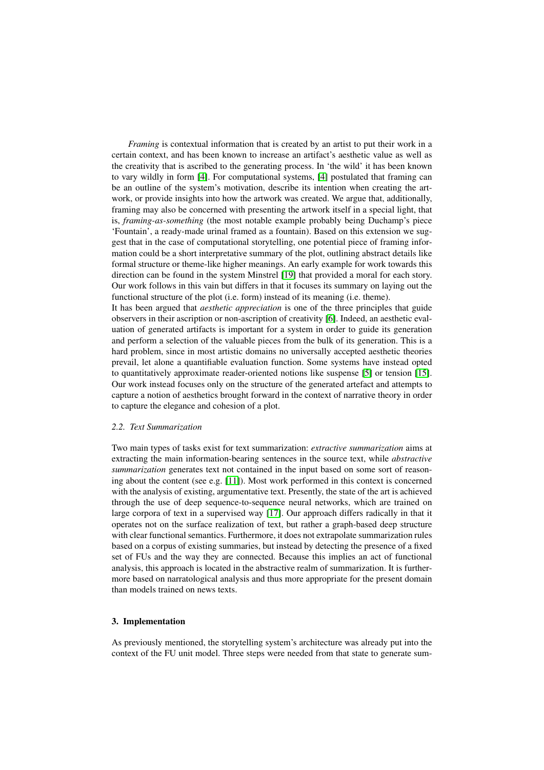*Framing* is contextual information that is created by an artist to put their work in a certain context, and has been known to increase an artifact's aesthetic value as well as the creativity that is ascribed to the generating process. In 'the wild' it has been known to vary wildly in form [4]. For computational systems, [4] postulated that framing can be an outline of the system's motivation, describe its intention when creating the artwork, or provide insights into how the artwork was created. We argue that, additionally, framing may also be concerned with presenting the artwork itself in a special light, that is, *framing-as-something* (the most notable example probably being Duchamp's piece 'Fountain', a ready-made urinal framed as a fountain). Based on this extension we suggest that in the case of computational storytelling, one potential piece of framing information could be a short interpretative summary of the plot, outlining abstract details like formal structure or theme-like higher meanings. An early example for work towards this direction can be found in the system Minstrel [19] that provided a moral for each story. Our work follows in this vain but differs in that it focuses its summary on laying out the functional structure of the plot (i.e. form) instead of its meaning (i.e. theme).

It has been argued that *aesthetic appreciation* is one of the three principles that guide observers in their ascription or non-ascription of creativity [6]. Indeed, an aesthetic evaluation of generated artifacts is important for a system in order to guide its generation and perform a selection of the valuable pieces from the bulk of its generation. This is a hard problem, since in most artistic domains no universally accepted aesthetic theories prevail, let alone a quantifiable evaluation function. Some systems have instead opted to quantitatively approximate reader-oriented notions like suspense [5] or tension [15]. Our work instead focuses only on the structure of the generated artefact and attempts to capture a notion of aesthetics brought forward in the context of narrative theory in order to capture the elegance and cohesion of a plot.

### *2.2. Text Summarization*

Two main types of tasks exist for text summarization: *extractive summarization* aims at extracting the main information-bearing sentences in the source text, while *abstractive summarization* generates text not contained in the input based on some sort of reasoning about the content (see e.g. [11]). Most work performed in this context is concerned with the analysis of existing, argumentative text. Presently, the state of the art is achieved through the use of deep sequence-to-sequence neural networks, which are trained on large corpora of text in a supervised way [17]. Our approach differs radically in that it operates not on the surface realization of text, but rather a graph-based deep structure with clear functional semantics. Furthermore, it does not extrapolate summarization rules based on a corpus of existing summaries, but instead by detecting the presence of a fixed set of FUs and the way they are connected. Because this implies an act of functional analysis, this approach is located in the abstractive realm of summarization. It is furthermore based on narratological analysis and thus more appropriate for the present domain than models trained on news texts.

## 3. Implementation

As previously mentioned, the storytelling system's architecture was already put into the context of the FU unit model. Three steps were needed from that state to generate sum-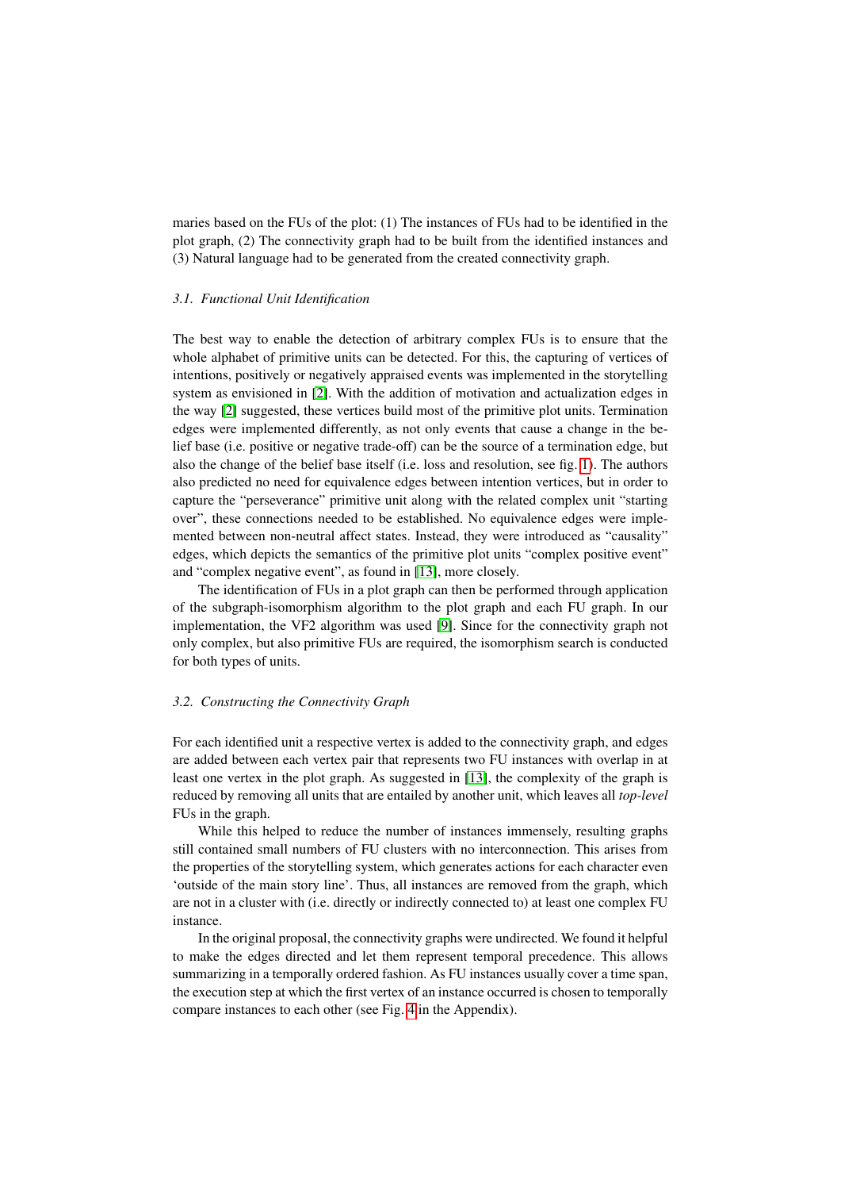maries based on the FUs of the plot: (1) The instances of FUs had to be identified in the plot graph, (2) The connectivity graph had to be built from the identified instances and (3) Natural language had to be generated from the created connectivity graph.

### *3.1. Functional Unit Identification*

The best way to enable the detection of arbitrary complex FUs is to ensure that the whole alphabet of primitive units can be detected. For this, the capturing of vertices of intentions, positively or negatively appraised events was implemented in the storytelling system as envisioned in [2]. With the addition of motivation and actualization edges in the way [2] suggested, these vertices build most of the primitive plot units. Termination edges were implemented differently, as not only events that cause a change in the belief base (i.e. positive or negative trade-off) can be the source of a termination edge, but also the change of the belief base itself (i.e. loss and resolution, see fig. 1). The authors also predicted no need for equivalence edges between intention vertices, but in order to capture the "perseverance" primitive unit along with the related complex unit "starting over", these connections needed to be established. No equivalence edges were implemented between non-neutral affect states. Instead, they were introduced as "causality" edges, which depicts the semantics of the primitive plot units "complex positive event" and "complex negative event", as found in [13], more closely.

The identification of FUs in a plot graph can then be performed through application of the subgraph-isomorphism algorithm to the plot graph and each FU graph. In our implementation, the VF2 algorithm was used [9]. Since for the connectivity graph not only complex, but also primitive FUs are required, the isomorphism search is conducted for both types of units.

### *3.2. Constructing the Connectivity Graph*

For each identified unit a respective vertex is added to the connectivity graph, and edges are added between each vertex pair that represents two FU instances with overlap in at least one vertex in the plot graph. As suggested in [13], the complexity of the graph is reduced by removing all units that are entailed by another unit, which leaves all *top-level* FUs in the graph.

While this helped to reduce the number of instances immensely, resulting graphs still contained small numbers of FU clusters with no interconnection. This arises from the properties of the storytelling system, which generates actions for each character even 'outside of the main story line'. Thus, all instances are removed from the graph, which are not in a cluster with (i.e. directly or indirectly connected to) at least one complex FU instance.

In the original proposal, the connectivity graphs were undirected. We found it helpful to make the edges directed and let them represent temporal precedence. This allows summarizing in a temporally ordered fashion. As FU instances usually cover a time span, the execution step at which the first vertex of an instance occurred is chosen to temporally compare instances to each other (see Fig. 4 in the Appendix).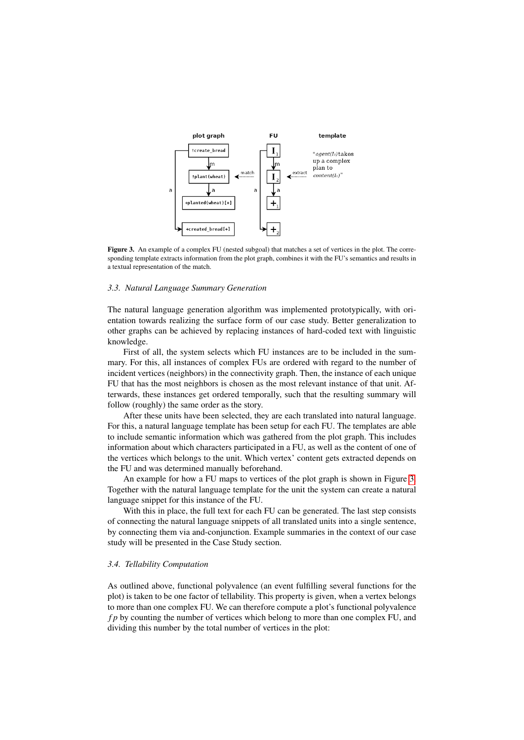**Figure 3.** An example of a complex FU (nested subgoal) that matches a set of vertices in the plot. The corresponding template extracts information from the plot graph, combines it with the FU's semantics and results in a textual representation of the match.

### *3.3. Natural Language Summary Generation*

The natural language generation algorithm was implemented prototypically, with orientation towards realizing the surface form of our case study. Better generalization to other graphs can be achieved by replacing instances of hard-coded text with linguistic knowledge.

First of all, the system selects which FU instances are to be included in the summary. For this, all instances of complex FUs are ordered with regard to the number of incident vertices (neighbors) in the connectivity graph. Then, the instance of each unique FU that has the most neighbors is chosen as the most relevant instance of that unit. Afterwards, these instances get ordered temporally, such that the resulting summary will follow (roughly) the same order as the story.

After these units have been selected, they are each translated into natural language. For this, a natural language template has been setup for each FU. The templates are able to include semantic information which was gathered from the plot graph. This includes information about which characters participated in a FU, as well as the content of one of the vertices which belongs to the unit. Which vertex' content gets extracted depends on the FU and was determined manually beforehand.

An example for how a FU maps to vertices of the plot graph is shown in Figure 3. Together with the natural language template for the unit the system can create a natural language snippet for this instance of the FU.

With this in place, the full text for each FU can be generated. The last step consists of connecting the natural language snippets of all translated units into a single sentence, by connecting them via and-conjunction. Example summaries in the context of our case study will be presented in the Case Study section.

### *3.4. Tellability Computation*

As outlined above, functional polyvalence (an event fulfilling several functions for the plot) is taken to be one factor of tellability. This property is given, when a vertex belongs to more than one complex FU. We can therefore compute a plot's functional polyvalence $fp$ by counting the number of vertices which belong to more than one complex FU, and dividing this number by the total number of vertices in the plot: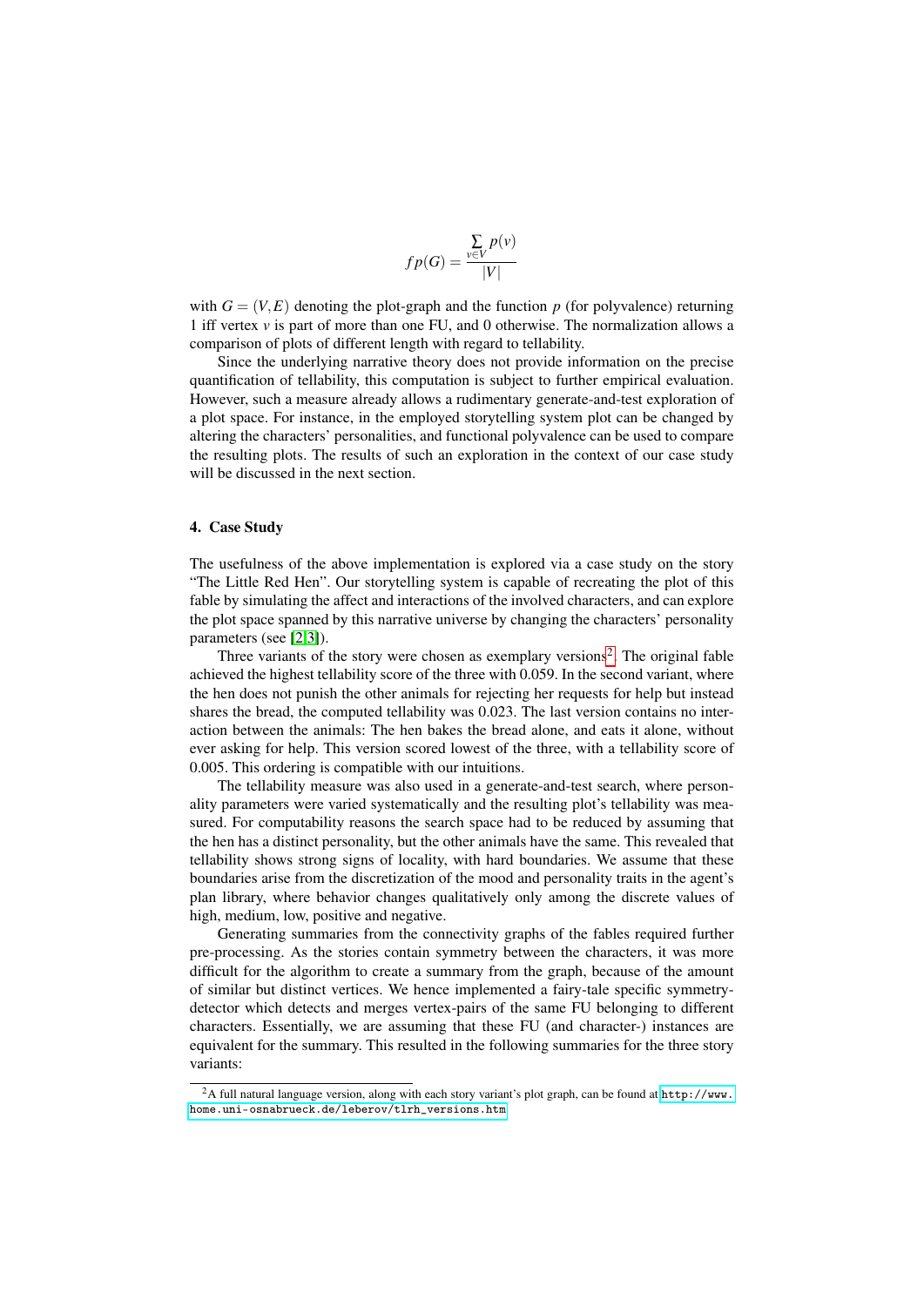$$fp(G) = \frac{\sum_{v \in V} p(v)}{|V|}$$

with $G = (V, E)$ denoting the plot-graph and the function $p$ (for polyvalence) returning 1 iff vertex $v$ is part of more than one FU, and 0 otherwise. The normalization allows a comparison of plots of different length with regard to tellability.

Since the underlying narrative theory does not provide information on the precise quantification of tellability, this computation is subject to further empirical evaluation. However, such a measure already allows a rudimentary generate-and-test exploration of a plot space. For instance, in the employed storytelling system plot can be changed by altering the characters' personalities, and functional polyvalence can be used to compare the resulting plots. The results of such an exploration in the context of our case study will be discussed in the next section.

## 4. Case Study

The usefulness of the above implementation is explored via a case study on the story "The Little Red Hen". Our storytelling system is capable of recreating the plot of this fable by simulating the affect and interactions of the involved characters, and can explore the plot space spanned by this narrative universe by changing the characters' personality parameters (see [2,3]).

Three variants of the story were chosen as exemplary versions[2]. The original fable achieved the highest tellability score of the three with 0.059. In the second variant, where the hen does not punish the other animals for rejecting her requests for help but instead shares the bread, the computed tellability was 0.023. The last version contains no interaction between the animals: The hen bakes the bread alone, and eats it alone, without ever asking for help. This version scored lowest of the three, with a tellability score of 0.005. This ordering is compatible with our intuitions.

The tellability measure was also used in a generate-and-test search, where personality parameters were varied systematically and the resulting plot's tellability was measured. For computability reasons the search space had to be reduced by assuming that the hen has a distinct personality, but the other animals have the same. This revealed that tellability shows strong signs of locality, with hard boundaries. We assume that these boundaries arise from the discretization of the mood and personality traits in the agent's plan library, where behavior changes qualitatively only among the discrete values of high, medium, low, positive and negative.

Generating summaries from the connectivity graphs of the fables required further pre-processing. As the stories contain symmetry between the characters, it was more difficult for the algorithm to create a summary from the graph, because of the amount of similar but distinct vertices. We hence implemented a fairy-tale specific symmetry-detector which detects and merges vertex-pairs of the same FU belonging to different characters. Essentially, we are assuming that these FU (and character-) instances are equivalent for the summary. This resulted in the following summaries for the three story variants:

[2] A full natural language version, along with each story variant's plot graph, can be found at `http://www.home.uni-osnabrueck.de/leberov/tlrh_versions.htm`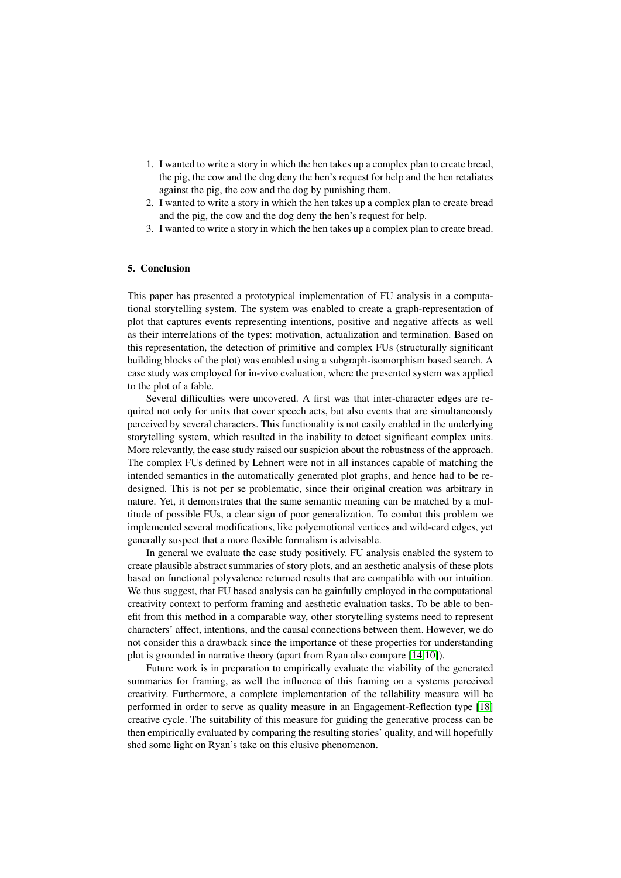1. I wanted to write a story in which the hen takes up a complex plan to create bread, the pig, the cow and the dog deny the hen's request for help and the hen retaliates against the pig, the cow and the dog by punishing them.
2. I wanted to write a story in which the hen takes up a complex plan to create bread and the pig, the cow and the dog deny the hen's request for help.
3. I wanted to write a story in which the hen takes up a complex plan to create bread.

## 5. Conclusion

This paper has presented a prototypical implementation of FU analysis in a computational storytelling system. The system was enabled to create a graph-representation of plot that captures events representing intentions, positive and negative affects as well as their interrelations of the types: motivation, actualization and termination. Based on this representation, the detection of primitive and complex FUs (structurally significant building blocks of the plot) was enabled using a subgraph-isomorphism based search. A case study was employed for in-vivo evaluation, where the presented system was applied to the plot of a fable.

Several difficulties were uncovered. A first was that inter-character edges are required not only for units that cover speech acts, but also events that are simultaneously perceived by several characters. This functionality is not easily enabled in the underlying storytelling system, which resulted in the inability to detect significant complex units. More relevantly, the case study raised our suspicion about the robustness of the approach. The complex FUs defined by Lehnert were not in all instances capable of matching the intended semantics in the automatically generated plot graphs, and hence had to be redesigned. This is not per se problematic, since their original creation was arbitrary in nature. Yet, it demonstrates that the same semantic meaning can be matched by a multitude of possible FUs, a clear sign of poor generalization. To combat this problem we implemented several modifications, like polyemotional vertices and wild-card edges, yet generally suspect that a more flexible formalism is advisable.

In general we evaluate the case study positively. FU analysis enabled the system to create plausible abstract summaries of story plots, and an aesthetic analysis of these plots based on functional polyvalence returned results that are compatible with our intuition. We thus suggest, that FU based analysis can be gainfully employed in the computational creativity context to perform framing and aesthetic evaluation tasks. To be able to benefit from this method in a comparable way, other storytelling systems need to represent characters' affect, intentions, and the causal connections between them. However, we do not consider this a drawback since the importance of these properties for understanding plot is grounded in narrative theory (apart from Ryan also compare [14,10]).

Future work is in preparation to empirically evaluate the viability of the generated summaries for framing, as well the influence of this framing on a systems perceived creativity. Furthermore, a complete implementation of the tellability measure will be performed in order to serve as quality measure in an Engagement-Reflection type [18] creative cycle. The suitability of this measure for guiding the generative process can be then empirically evaluated by comparing the resulting stories' quality, and will hopefully shed some light on Ryan's take on this elusive phenomenon.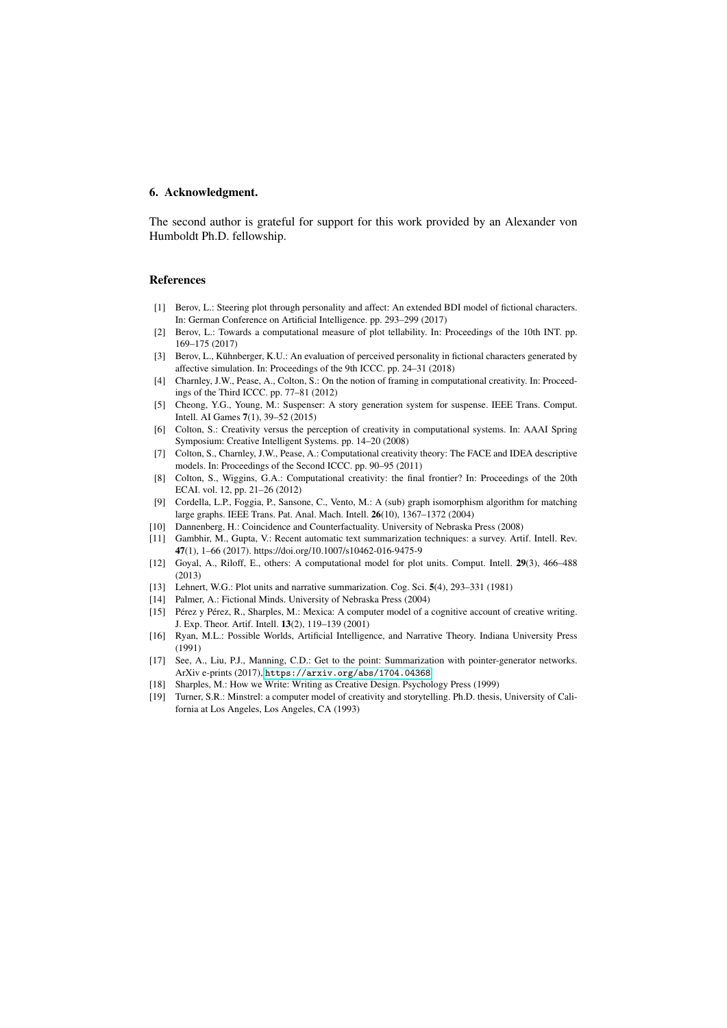## 6. Acknowledgment.

The second author is grateful for support for this work provided by an Alexander von Humboldt Ph.D. fellowship.

## References

[1] Berov, L.: Steering plot through personality and affect: An extended BDI model of fictional characters. In: German Conference on Artificial Intelligence. pp. 293–299 (2017)

[2] Berov, L.: Towards a computational measure of plot tellability. In: Proceedings of the 10th INT. pp. 169–175 (2017)

[3] Berov, L., Kühnberger, K.U.: An evaluation of perceived personality in fictional characters generated by affective simulation. In: Proceedings of the 9th ICCC. pp. 24–31 (2018)

[4] Charnley, J.W., Pease, A., Colton, S.: On the notion of framing in computational creativity. In: Proceedings of the Third ICCC. pp. 77–81 (2012)

[5] Cheong, Y.G., Young, M.: Suspenser: A story generation system for suspense. IEEE Trans. Comput. Intell. AI Games **7**(1), 39–52 (2015)

[6] Colton, S.: Creativity versus the perception of creativity in computational systems. In: AAAI Spring Symposium: Creative Intelligent Systems. pp. 14–20 (2008)

[7] Colton, S., Charnley, J.W., Pease, A.: Computational creativity theory: The FACE and IDEA descriptive models. In: Proceedings of the Second ICCC. pp. 90–95 (2011)

[8] Colton, S., Wiggins, G.A.: Computational creativity: the final frontier? In: Proceedings of the 20th ECAI. vol. 12, pp. 21–26 (2012)

[9] Cordella, L.P., Foggia, P., Sansone, C., Vento, M.: A (sub) graph isomorphism algorithm for matching large graphs. IEEE Trans. Pat. Anal. Mach. Intell. **26**(10), 1367–1372 (2004)

[10] Dannenberg, H.: Coincidence and Counterfactuality. University of Nebraska Press (2008)

[11] Gambhir, M., Gupta, V.: Recent automatic text summarization techniques: a survey. Artif. Intell. Rev. **47**(1), 1–66 (2017). https://doi.org/10.1007/s10462-016-9475-9

[12] Goyal, A., Riloff, E., others: A computational model for plot units. Comput. Intell. **29**(3), 466–488 (2013)

[13] Lehnert, W.G.: Plot units and narrative summarization. Cog. Sci. **5**(4), 293–331 (1981)

[14] Palmer, A.: Fictional Minds. University of Nebraska Press (2004)

[15] Pérez y Pérez, R., Sharples, M.: Mexica: A computer model of a cognitive account of creative writing. J. Exp. Theor. Artif. Intell. **13**(2), 119–139 (2001)

[16] Ryan, M.L.: Possible Worlds, Artificial Intelligence, and Narrative Theory. Indiana University Press (1991)

[17] See, A., Liu, P.J., Manning, C.D.: Get to the point: Summarization with pointer-generator networks. ArXiv e-prints (2017), `https://arxiv.org/abs/1704.04368`

[18] Sharples, M.: How we Write: Writing as Creative Design. Psychology Press (1999)

[19] Turner, S.R.: Minstrel: a computer model of creativity and storytelling. Ph.D. thesis, University of California at Los Angeles, Los Angeles, CA (1993)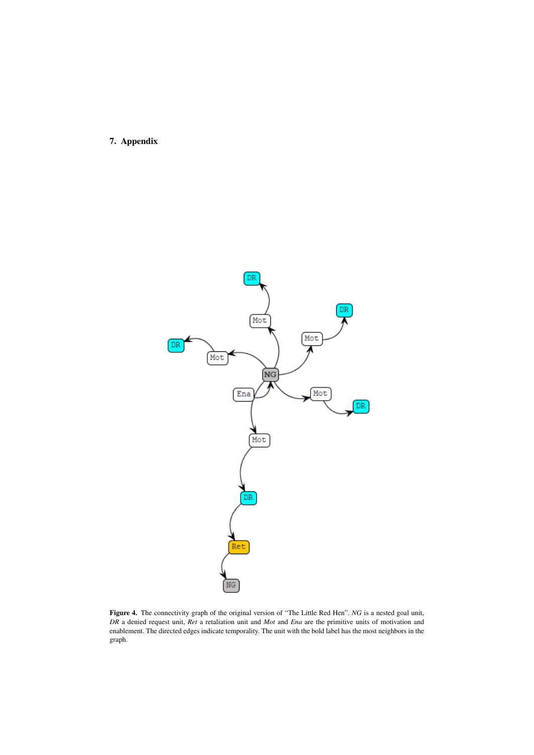## 7. Appendix

DR

Mot

DR

Mot

DR

Mot

NG

Ena

Mot

DR

Mot

DR

Ret

NG

**Figure 4.** The connectivity graph of the original version of "The Little Red Hen". *NG* is a nested goal unit, *DR* a denied request unit, *Ret* a retaliation unit and *Mot* and *Ena* are the primitive units of motivation and enablement. The directed edges indicate temporality. The unit with the bold label has the most neighbors in the graph.